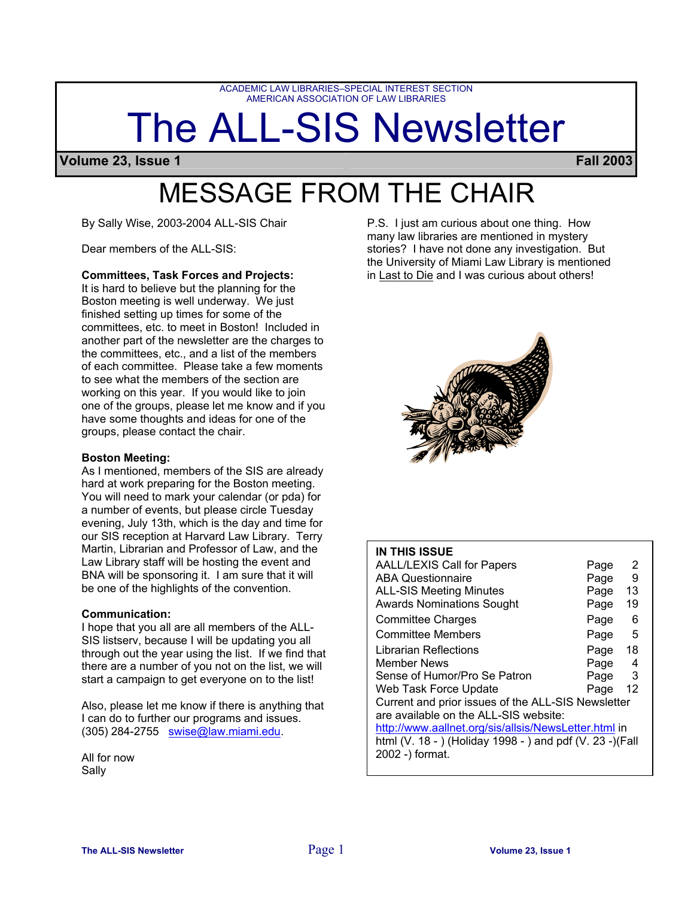ACADEMIC LAW LIBRARIES–SPECIAL INTEREST SECTION
AMERICAN ASSOCIATION OF LAW LIBRARIES

# The ALL-SIS Newsletter

**Volume 23, Issue 1** **Fall 2003**

# MESSAGE FROM THE CHAIR

By Sally Wise, 2003-2004 ALL-SIS Chair

Dear members of the ALL-SIS:

**Committees, Task Forces and Projects:**
It is hard to believe but the planning for the Boston meeting is well underway. We just finished setting up times for some of the committees, etc. to meet in Boston! Included in another part of the newsletter are the charges to the committees, etc., and a list of the members of each committee. Please take a few moments to see what the members of the section are working on this year. If you would like to join one of the groups, please let me know and if you have some thoughts and ideas for one of the groups, please contact the chair.

**Boston Meeting:**
As I mentioned, members of the SIS are already hard at work preparing for the Boston meeting. You will need to mark your calendar (or pda) for a number of events, but please circle Tuesday evening, July 13th, which is the day and time for our SIS reception at Harvard Law Library. Terry Martin, Librarian and Professor of Law, and the Law Library staff will be hosting the event and BNA will be sponsoring it. I am sure that it will be one of the highlights of the convention.

**Communication:**
I hope that you all are members of the ALL-SIS listserv, because I will be updating you all through out the year using the list. If we find that there are a number of you not on the list, we will start a campaign to get everyone on to the list!

Also, please let me know if there is anything that I can do to further our programs and issues. (305) 284-2755 swise@law.miami.edu.

All for now
Sally

P.S. I just am curious about one thing. How many law libraries are mentioned in mystery stories? I have not done any investigation. But the University of Miami Law Library is mentioned in Last to Die and I was curious about others!

**IN THIS ISSUE**

| | |
|---|---|
| AALL/LEXIS Call for Papers | Page 2 |
| ABA Questionnaire | Page 9 |
| ALL-SIS Meeting Minutes | Page 13 |
| Awards Nominations Sought | Page 19 |
| Committee Charges | Page 6 |
| Committee Members | Page 5 |
| Librarian Reflections | Page 18 |
| Member News | Page 4 |
| Sense of Humor/Pro Se Patron | Page 3 |
| Web Task Force Update | Page 12 |

Current and prior issues of the ALL-SIS Newsletter are available on the ALL-SIS website: http://www.aallnet.org/sis/allsis/NewsLetter.html in html (V. 18 - ) (Holiday 1998 - ) and pdf (V. 23 -)(Fall 2002 -) format.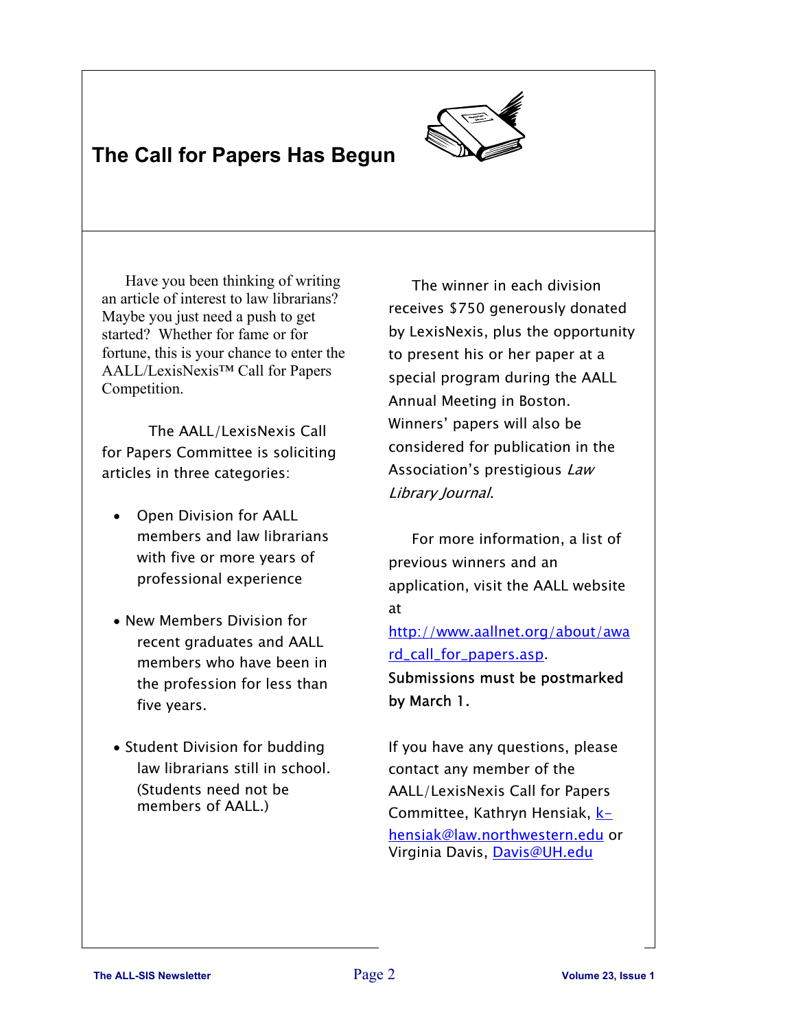# The Call for Papers Has Begun

Have you been thinking of writing an article of interest to law librarians? Maybe you just need a push to get started? Whether for fame or for fortune, this is your chance to enter the AALL/LexisNexis™ Call for Papers Competition.

The AALL/LexisNexis Call for Papers Committee is soliciting articles in three categories:

- Open Division for AALL members and law librarians with five or more years of professional experience
- New Members Division for recent graduates and AALL members who have been in the profession for less than five years.
- Student Division for budding law librarians still in school. (Students need not be members of AALL.)

The winner in each division receives $750 generously donated by LexisNexis, plus the opportunity to present his or her paper at a special program during the AALL Annual Meeting in Boston. Winners' papers will also be considered for publication in the Association's prestigious *Law Library Journal*.

For more information, a list of previous winners and an application, visit the AALL website at http://www.aallnet.org/about/award_call_for_papers.asp. **Submissions must be postmarked by March 1.**

If you have any questions, please contact any member of the AALL/LexisNexis Call for Papers Committee, Kathryn Hensiak, k-hensiak@law.northwestern.edu or Virginia Davis, Davis@UH.edu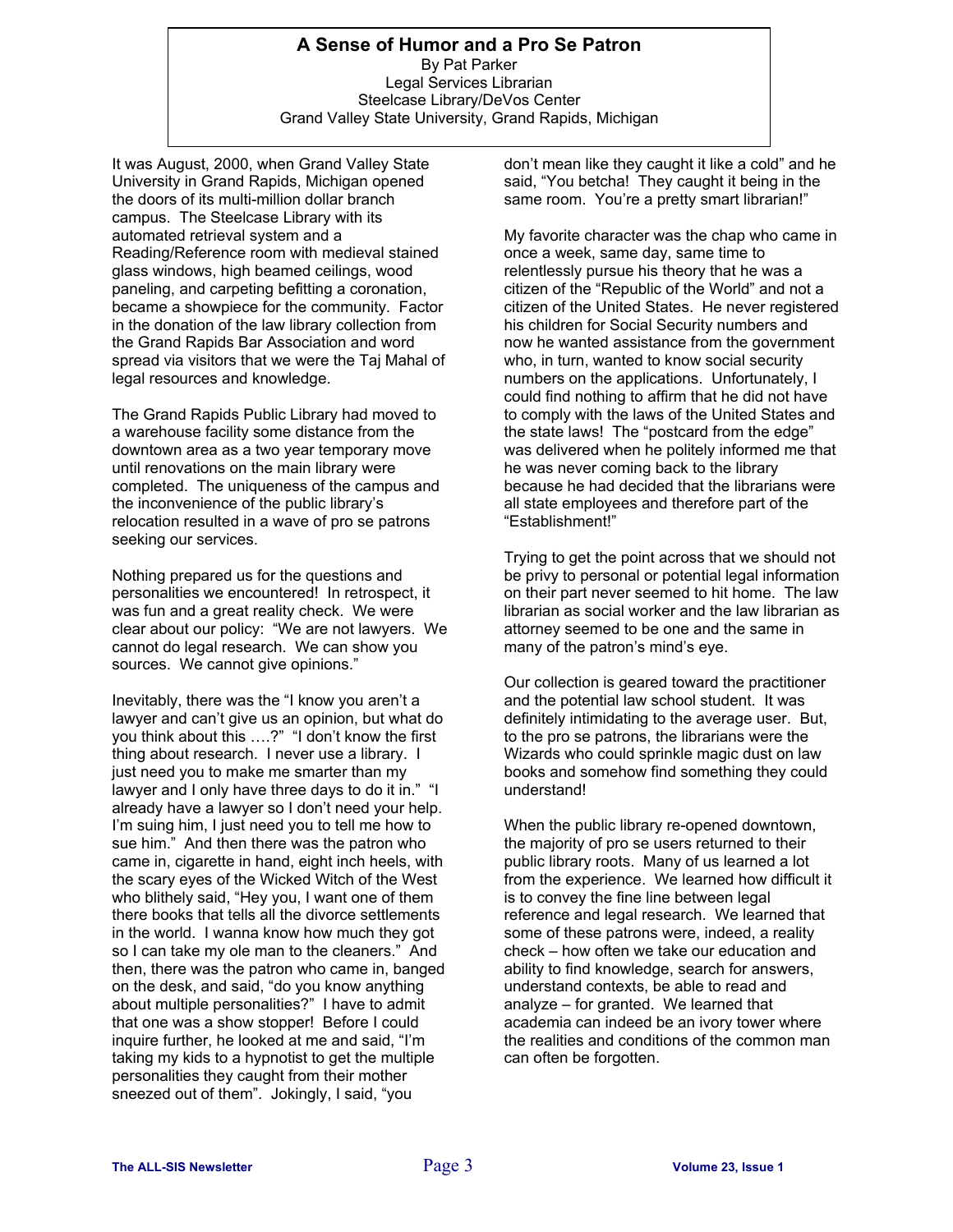# A Sense of Humor and a Pro Se Patron

By Pat Parker
Legal Services Librarian
Steelcase Library/DeVos Center
Grand Valley State University, Grand Rapids, Michigan

It was August, 2000, when Grand Valley State University in Grand Rapids, Michigan opened the doors of its multi-million dollar branch campus. The Steelcase Library with its automated retrieval system and a Reading/Reference room with medieval stained glass windows, high beamed ceilings, wood paneling, and carpeting befitting a coronation, became a showpiece for the community. Factor in the donation of the law library collection from the Grand Rapids Bar Association and word spread via visitors that we were the Taj Mahal of legal resources and knowledge.

The Grand Rapids Public Library had moved to a warehouse facility some distance from the downtown area as a two year temporary move until renovations on the main library were completed. The uniqueness of the campus and the inconvenience of the public library's relocation resulted in a wave of pro se patrons seeking our services.

Nothing prepared us for the questions and personalities we encountered! In retrospect, it was fun and a great reality check. We were clear about our policy: "We are not lawyers. We cannot do legal research. We can show you sources. We cannot give opinions."

Inevitably, there was the "I know you aren't a lawyer and can't give us an opinion, but what do you think about this ….?" "I don't know the first thing about research. I never use a library. I just need you to make me smarter than my lawyer and I only have three days to do it in." "I already have a lawyer so I don't need your help. I'm suing him, I just need you to tell me how to sue him." And then there was the patron who came in, cigarette in hand, eight inch heels, with the scary eyes of the Wicked Witch of the West who blithely said, "Hey you, I want one of them there books that tells all the divorce settlements in the world. I wanna know how much they got so I can take my ole man to the cleaners." And then, there was the patron who came in, banged on the desk, and said, "do you know anything about multiple personalities?" I have to admit that one was a show stopper! Before I could inquire further, he looked at me and said, "I'm taking my kids to a hypnotist to get the multiple personalities they caught from their mother sneezed out of them". Jokingly, I said, "you don't mean like they caught it like a cold" and he said, "You betcha! They caught it being in the same room. You're a pretty smart librarian!"

My favorite character was the chap who came in once a week, same day, same time to relentlessly pursue his theory that he was a citizen of the "Republic of the World" and not a citizen of the United States. He never registered his children for Social Security numbers and now he wanted assistance from the government who, in turn, wanted to know social security numbers on the applications. Unfortunately, I could find nothing to affirm that he did not have to comply with the laws of the United States and the state laws! The "postcard from the edge" was delivered when he politely informed me that he was never coming back to the library because he had decided that the librarians were all state employees and therefore part of the "Establishment!"

Trying to get the point across that we should not be privy to personal or potential legal information on their part never seemed to hit home. The law librarian as social worker and the law librarian as attorney seemed to be one and the same in many of the patron's mind's eye.

Our collection is geared toward the practitioner and the potential law school student. It was definitely intimidating to the average user. But, to the pro se patrons, the librarians were the Wizards who could sprinkle magic dust on law books and somehow find something they could understand!

When the public library re-opened downtown, the majority of pro se users returned to their public library roots. Many of us learned a lot from the experience. We learned how difficult it is to convey the fine line between legal reference and legal research. We learned that some of these patrons were, indeed, a reality check – how often we take our education and ability to find knowledge, search for answers, understand contexts, be able to read and analyze – for granted. We learned that academia can indeed be an ivory tower where the realities and conditions of the common man can often be forgotten.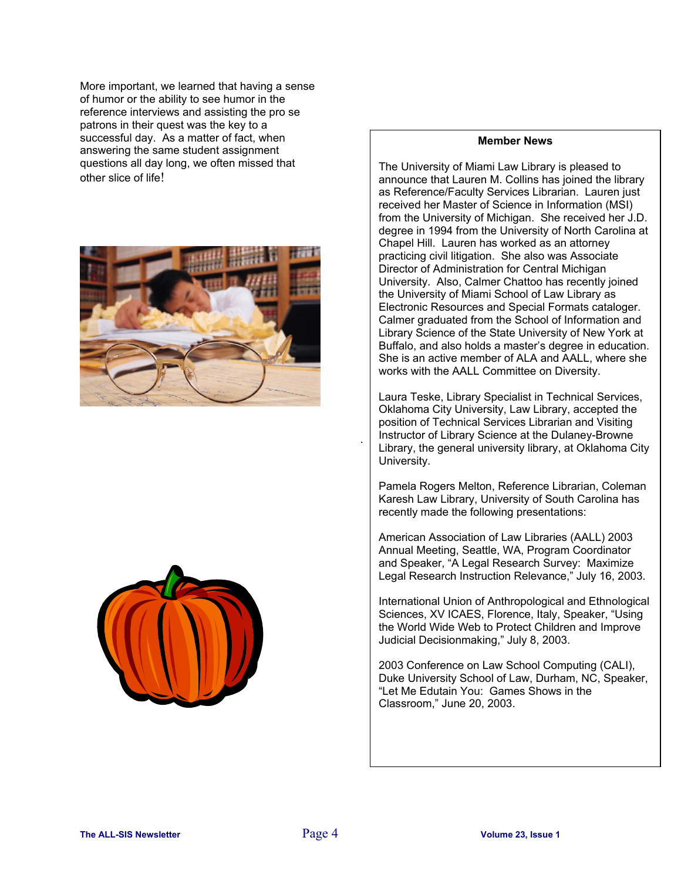More important, we learned that having a sense of humor or the ability to see humor in the reference interviews and assisting the pro se patrons in their quest was the key to a successful day. As a matter of fact, when answering the same student assignment questions all day long, we often missed that other slice of life!

**Member News**

The University of Miami Law Library is pleased to announce that Lauren M. Collins has joined the library as Reference/Faculty Services Librarian. Lauren just received her Master of Science in Information (MSI) from the University of Michigan. She received her J.D. degree in 1994 from the University of North Carolina at Chapel Hill. Lauren has worked as an attorney practicing civil litigation. She also was Associate Director of Administration for Central Michigan University. Also, Calmer Chattoo has recently joined the University of Miami School of Law Library as Electronic Resources and Special Formats cataloger. Calmer graduated from the School of Information and Library Science of the State University of New York at Buffalo, and also holds a master's degree in education. She is an active member of ALA and AALL, where she works with the AALL Committee on Diversity.

Laura Teske, Library Specialist in Technical Services, Oklahoma City University, Law Library, accepted the position of Technical Services Librarian and Visiting Instructor of Library Science at the Dulaney-Browne Library, the general university library, at Oklahoma City University.

Pamela Rogers Melton, Reference Librarian, Coleman Karesh Law Library, University of South Carolina has recently made the following presentations:

American Association of Law Libraries (AALL) 2003 Annual Meeting, Seattle, WA, Program Coordinator and Speaker, "A Legal Research Survey: Maximize Legal Research Instruction Relevance," July 16, 2003.

International Union of Anthropological and Ethnological Sciences, XV ICAES, Florence, Italy, Speaker, "Using the World Wide Web to Protect Children and Improve Judicial Decisionmaking," July 8, 2003.

2003 Conference on Law School Computing (CALI), Duke University School of Law, Durham, NC, Speaker, "Let Me Edutain You: Games Shows in the Classroom," June 20, 2003.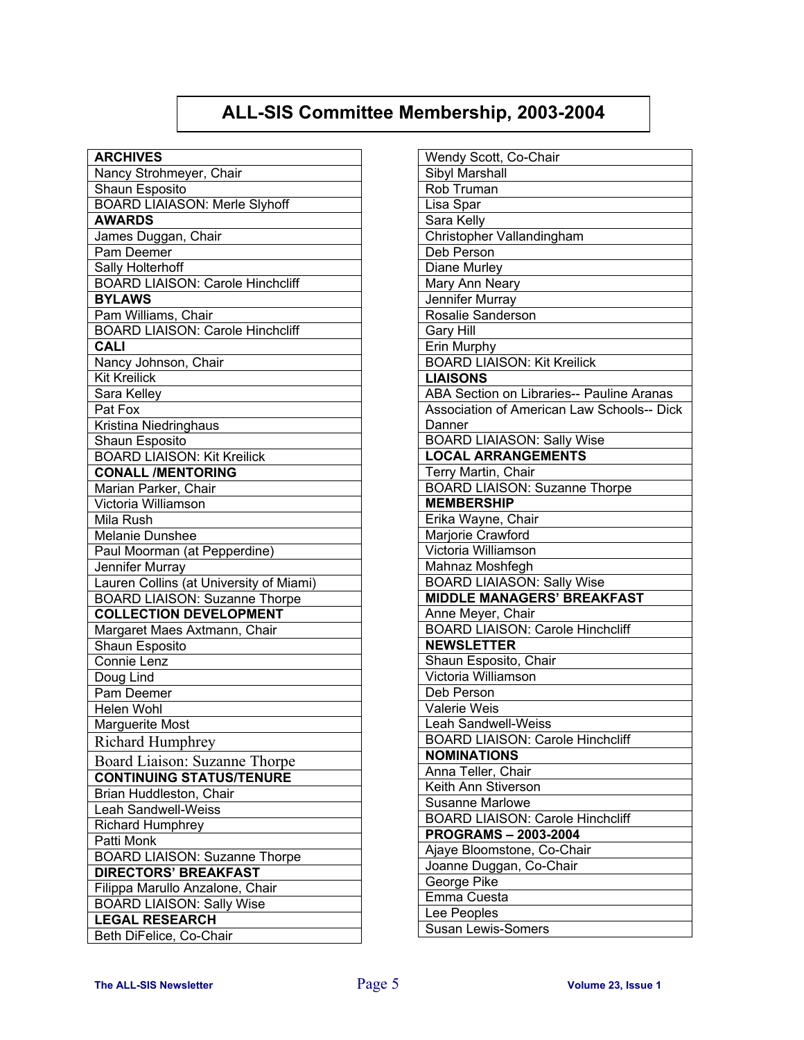# ALL-SIS Committee Membership, 2003-2004

| **ARCHIVES** |
|---|
| Nancy Strohmeyer, Chair |
| Shaun Esposito |
| BOARD LIAIASON: Merle Slyhoff |
| **AWARDS** |
| James Duggan, Chair |
| Pam Deemer |
| Sally Holterhoff |
| BOARD LIAISON: Carole Hinchcliff |
| **BYLAWS** |
| Pam Williams, Chair |
| BOARD LIAISON: Carole Hinchcliff |
| **CALI** |
| Nancy Johnson, Chair |
| Kit Kreilick |
| Sara Kelley |
| Pat Fox |
| Kristina Niedringhaus |
| Shaun Esposito |
| BOARD LIAISON: Kit Kreilick |
| **CONALL /MENTORING** |
| Marian Parker, Chair |
| Victoria Williamson |
| Mila Rush |
| Melanie Dunshee |
| Paul Moorman (at Pepperdine) |
| Jennifer Murray |
| Lauren Collins (at University of Miami) |
| BOARD LIAISON: Suzanne Thorpe |
| **COLLECTION DEVELOPMENT** |
| Margaret Maes Axtmann, Chair |
| Shaun Esposito |
| Connie Lenz |
| Doug Lind |
| Pam Deemer |
| Helen Wohl |
| Marguerite Most |
| Richard Humphrey |
| Board Liaison: Suzanne Thorpe |
| **CONTINUING STATUS/TENURE** |
| Brian Huddleston, Chair |
| Leah Sandwell-Weiss |
| Richard Humphrey |
| Patti Monk |
| BOARD LIAISON: Suzanne Thorpe |
| **DIRECTORS' BREAKFAST** |
| Filippa Marullo Anzalone, Chair |
| BOARD LIAISON: Sally Wise |
| **LEGAL RESEARCH** |
| Beth DiFelice, Co-Chair |
| Wendy Scott, Co-Chair |
| Sibyl Marshall |
| Rob Truman |
| Lisa Spar |
| Sara Kelly |
| Christopher Vallandingham |
| Deb Person |
| Diane Murley |
| Mary Ann Neary |
| Jennifer Murray |
| Rosalie Sanderson |
| Gary Hill |
| Erin Murphy |
| BOARD LIAISON: Kit Kreilick |
| **LIAISONS** |
| ABA Section on Libraries-- Pauline Aranas |
| Association of American Law Schools-- Dick Danner |
| BOARD LIAIASON: Sally Wise |
| **LOCAL ARRANGEMENTS** |
| Terry Martin, Chair |
| BOARD LIAIASON: Suzanne Thorpe |
| **MEMBERSHIP** |
| Erika Wayne, Chair |
| Marjorie Crawford |
| Victoria Williamson |
| Mahnaz Moshfegh |
| BOARD LIAIASON: Sally Wise |
| **MIDDLE MANAGERS' BREAKFAST** |
| Anne Meyer, Chair |
| BOARD LIAISON: Carole Hinchcliff |
| **NEWSLETTER** |
| Shaun Esposito, Chair |
| Victoria Williamson |
| Deb Person |
| Valerie Weis |
| Leah Sandwell-Weiss |
| BOARD LIAISON: Carole Hinchcliff |
| **NOMINATIONS** |
| Anna Teller, Chair |
| Keith Ann Stiverson |
| Susanne Marlowe |
| BOARD LIAISON: Carole Hinchcliff |
| **PROGRAMS – 2003-2004** |
| Ajaye Bloomstone, Co-Chair |
| Joanne Duggan, Co-Chair |
| George Pike |
| Emma Cuesta |
| Lee Peoples |
| Susan Lewis-Somers |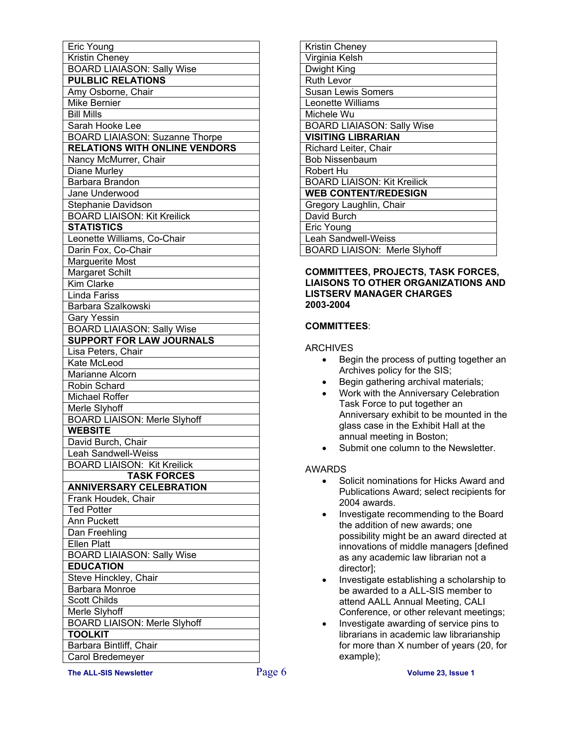| |
|---|
| Eric Young |
| Kristin Cheney |
| BOARD LIAIASON: Sally Wise |
| **PULBLIC RELATIONS** |
| Amy Osborne, Chair |
| Mike Bernier |
| Bill Mills |
| Sarah Hooke Lee |
| BOARD LIAIASON: Suzanne Thorpe |
| **RELATIONS WITH ONLINE VENDORS** |
| Nancy McMurrer, Chair |
| Diane Murley |
| Barbara Brandon |
| Jane Underwood |
| Stephanie Davidson |
| BOARD LIAISON: Kit Kreilick |
| **STATISTICS** |
| Leonette Williams, Co-Chair |
| Darin Fox, Co-Chair |
| Marguerite Most |
| Margaret Schilt |
| Kim Clarke |
| Linda Fariss |
| Barbara Szalkowski |
| Gary Yessin |
| BOARD LIAIASON: Sally Wise |
| **SUPPORT FOR LAW JOURNALS** |
| Lisa Peters, Chair |
| Kate McLeod |
| Marianne Alcorn |
| Robin Schard |
| Michael Roffer |
| Merle Slyhoff |
| BOARD LIAIASON: Merle Slyhoff |
| **WEBSITE** |
| David Burch, Chair |
| Leah Sandwell-Weiss |
| BOARD LIAIASON: Kit Kreilick |
| **TASK FORCES** |
| **ANNIVERSARY CELEBRATION** |
| Frank Houdek, Chair |
| Ted Potter |
| Ann Puckett |
| Dan Freehling |
| Ellen Platt |
| BOARD LIAIASON: Sally Wise |
| **EDUCATION** |
| Steve Hinckley, Chair |
| Barbara Monroe |
| Scott Childs |
| Merle Slyhoff |
| BOARD LIAIASON: Merle Slyhoff |
| **TOOLKIT** |
| Barbara Bintliff, Chair |
| Carol Bredemeyer |
| Kristin Cheney |
| Virginia Kelsh |
| Dwight King |
| Ruth Levor |
| Susan Lewis Somers |
| Leonette Williams |
| Michele Wu |
| BOARD LIAIASON: Sally Wise |
| **VISITING LIBRARIAN** |
| Richard Leiter, Chair |
| Bob Nissenbaum |
| Robert Hu |
| BOARD LIAIASON: Kit Kreilick |
| **WEB CONTENT/REDESIGN** |
| Gregory Laughlin, Chair |
| David Burch |
| Eric Young |
| Leah Sandwell-Weiss |
| BOARD LIAIASON: Merle Slyhoff |

**COMMITTEES, PROJECTS, TASK FORCES, LIAISONS TO OTHER ORGANIZATIONS AND LISTSERV MANAGER CHARGES 2003-2004**

**COMMITTEES**:

ARCHIVES

- Begin the process of putting together an Archives policy for the SIS;
- Begin gathering archival materials;
- Work with the Anniversary Celebration Task Force to put together an Anniversary exhibit to be mounted in the glass case in the Exhibit Hall at the annual meeting in Boston;
- Submit one column to the Newsletter.

AWARDS

- Solicit nominations for Hicks Award and Publications Award; select recipients for 2004 awards.
- Investigate recommending to the Board the addition of new awards; one possibility might be an award directed at innovations of middle managers [defined as any academic law librarian not a director];
- Investigate establishing a scholarship to be awarded to a ALL-SIS member to attend AALL Annual Meeting, CALI Conference, or other relevant meetings;
- Investigate awarding of service pins to librarians in academic law librarianship for more than X number of years (20, for example);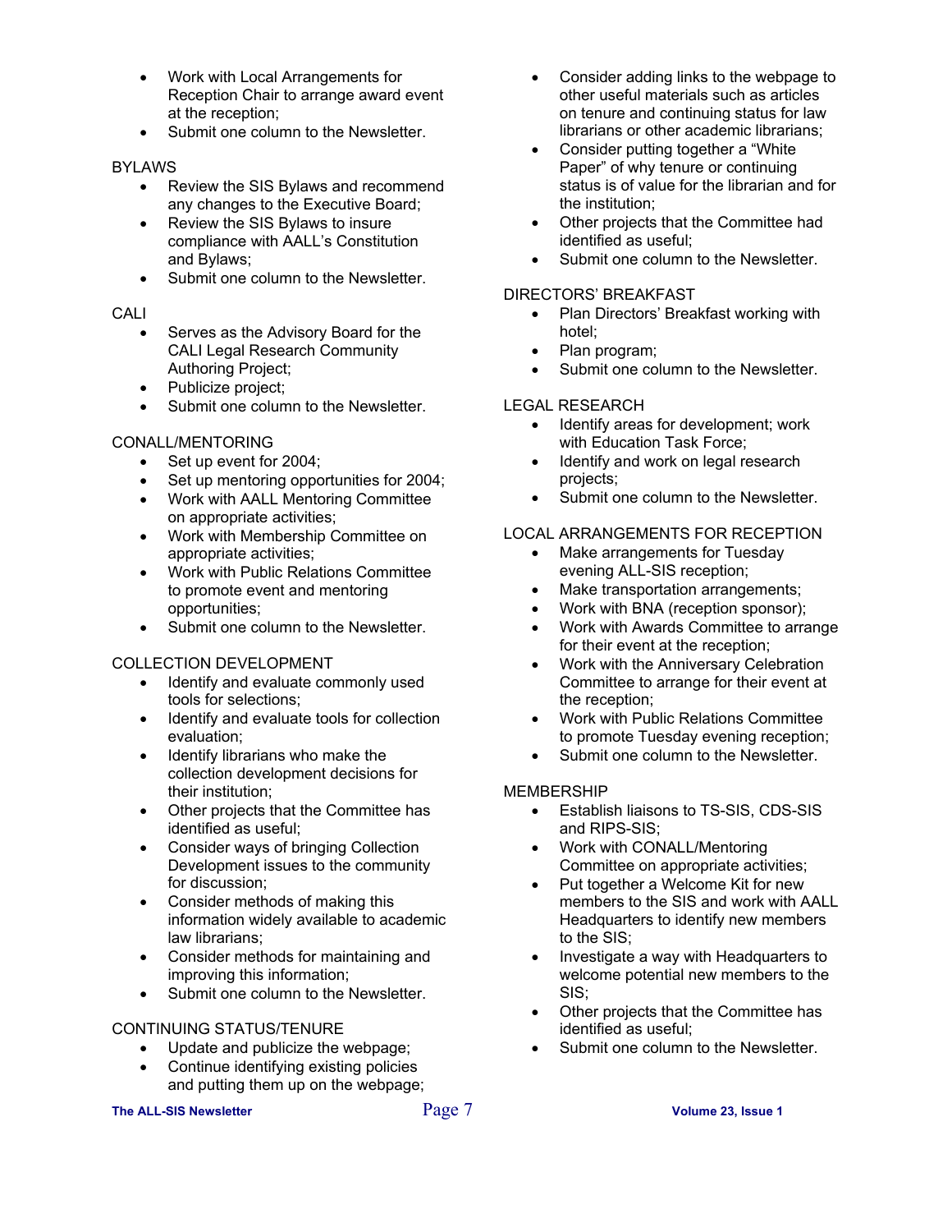- Work with Local Arrangements for Reception Chair to arrange award event at the reception;
- Submit one column to the Newsletter.

BYLAWS

- Review the SIS Bylaws and recommend any changes to the Executive Board;
- Review the SIS Bylaws to insure compliance with AALL's Constitution and Bylaws;
- Submit one column to the Newsletter.

CALI

- Serves as the Advisory Board for the CALI Legal Research Community Authoring Project;
- Publicize project;
- Submit one column to the Newsletter.

CONALL/MENTORING

- Set up event for 2004;
- Set up mentoring opportunities for 2004;
- Work with AALL Mentoring Committee on appropriate activities;
- Work with Membership Committee on appropriate activities;
- Work with Public Relations Committee to promote event and mentoring opportunities;
- Submit one column to the Newsletter.

COLLECTION DEVELOPMENT

- Identify and evaluate commonly used tools for selections;
- Identify and evaluate tools for collection evaluation;
- Identify librarians who make the collection development decisions for their institution;
- Other projects that the Committee has identified as useful;
- Consider ways of bringing Collection Development issues to the community for discussion;
- Consider methods of making this information widely available to academic law librarians;
- Consider methods for maintaining and improving this information;
- Submit one column to the Newsletter.

CONTINUING STATUS/TENURE

- Update and publicize the webpage;
- Continue identifying existing policies and putting them up on the webpage;
- Consider adding links to the webpage to other useful materials such as articles on tenure and continuing status for law librarians or other academic librarians;
- Consider putting together a "White Paper" of why tenure or continuing status is of value for the librarian and for the institution;
- Other projects that the Committee had identified as useful;
- Submit one column to the Newsletter.

DIRECTORS' BREAKFAST

- Plan Directors' Breakfast working with hotel;
- Plan program;
- Submit one column to the Newsletter.

LEGAL RESEARCH

- Identify areas for development; work with Education Task Force;
- Identify and work on legal research projects;
- Submit one column to the Newsletter.

LOCAL ARRANGEMENTS FOR RECEPTION

- Make arrangements for Tuesday evening ALL-SIS reception;
- Make transportation arrangements;
- Work with BNA (reception sponsor);
- Work with Awards Committee to arrange for their event at the reception;
- Work with the Anniversary Celebration Committee to arrange for their event at the reception;
- Work with Public Relations Committee to promote Tuesday evening reception;
- Submit one column to the Newsletter.

MEMBERSHIP

- Establish liaisons to TS-SIS, CDS-SIS and RIPS-SIS;
- Work with CONALL/Mentoring Committee on appropriate activities;
- Put together a Welcome Kit for new members to the SIS and work with AALL Headquarters to identify new members to the SIS;
- Investigate a way with Headquarters to welcome potential new members to the SIS;
- Other projects that the Committee has identified as useful;
- Submit one column to the Newsletter.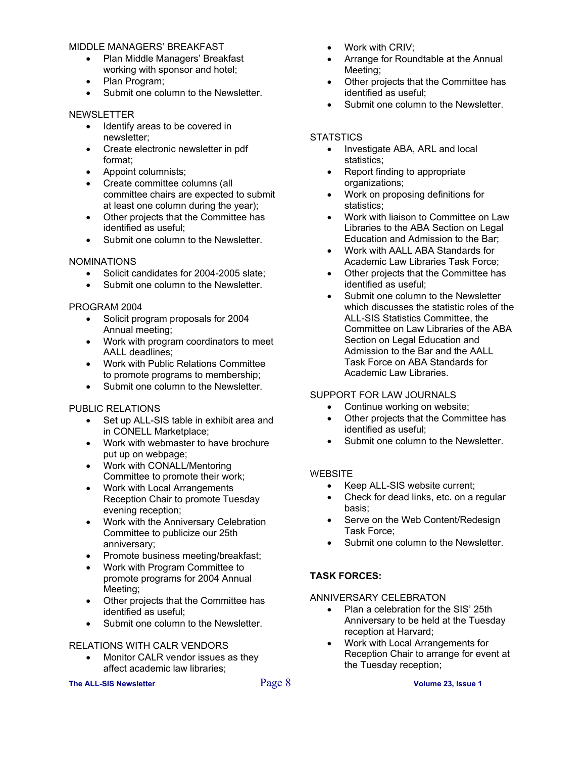MIDDLE MANAGERS' BREAKFAST

- Plan Middle Managers' Breakfast working with sponsor and hotel;
- Plan Program;
- Submit one column to the Newsletter.

NEWSLETTER

- Identify areas to be covered in newsletter;
- Create electronic newsletter in pdf format;
- Appoint columnists;
- Create committee columns (all committee chairs are expected to submit at least one column during the year);
- Other projects that the Committee has identified as useful;
- Submit one column to the Newsletter.

NOMINATIONS

- Solicit candidates for 2004-2005 slate;
- Submit one column to the Newsletter.

PROGRAM 2004

- Solicit program proposals for 2004 Annual meeting;
- Work with program coordinators to meet AALL deadlines;
- Work with Public Relations Committee to promote programs to membership;
- Submit one column to the Newsletter.

PUBLIC RELATIONS

- Set up ALL-SIS table in exhibit area and in CONELL Marketplace;
- Work with webmaster to have brochure put up on webpage;
- Work with CONALL/Mentoring Committee to promote their work;
- Work with Local Arrangements Reception Chair to promote Tuesday evening reception;
- Work with the Anniversary Celebration Committee to publicize our 25th anniversary;
- Promote business meeting/breakfast;
- Work with Program Committee to promote programs for 2004 Annual Meeting;
- Other projects that the Committee has identified as useful;
- Submit one column to the Newsletter.

RELATIONS WITH CALR VENDORS

- Monitor CALR vendor issues as they affect academic law libraries;
- Work with CRIV;
- Arrange for Roundtable at the Annual Meeting;
- Other projects that the Committee has identified as useful;
- Submit one column to the Newsletter.

STATSTICS

- Investigate ABA, ARL and local statistics;
- Report finding to appropriate organizations;
- Work on proposing definitions for statistics;
- Work with liaison to Committee on Law Libraries to the ABA Section on Legal Education and Admission to the Bar;
- Work with AALL ABA Standards for Academic Law Libraries Task Force;
- Other projects that the Committee has identified as useful;
- Submit one column to the Newsletter which discusses the statistic roles of the ALL-SIS Statistics Committee, the Committee on Law Libraries of the ABA Section on Legal Education and Admission to the Bar and the AALL Task Force on ABA Standards for Academic Law Libraries.

SUPPORT FOR LAW JOURNALS

- Continue working on website;
- Other projects that the Committee has identified as useful;
- Submit one column to the Newsletter.

WEBSITE

- Keep ALL-SIS website current;
- Check for dead links, etc. on a regular basis;
- Serve on the Web Content/Redesign Task Force;
- Submit one column to the Newsletter.

**TASK FORCES:**

ANNIVERSARY CELEBRATON

- Plan a celebration for the SIS' 25th Anniversary to be held at the Tuesday reception at Harvard;
- Work with Local Arrangements for Reception Chair to arrange for event at the Tuesday reception;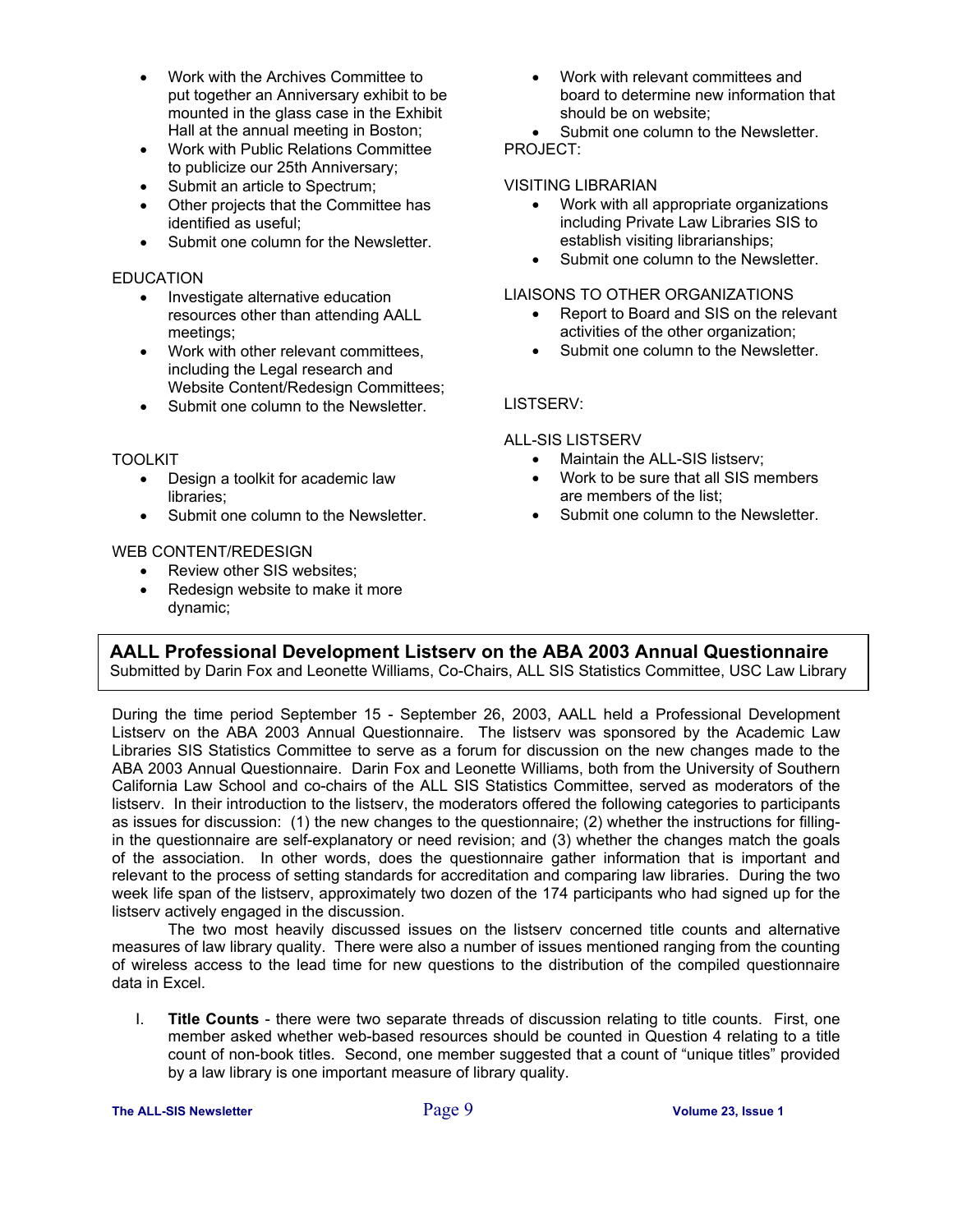- Work with the Archives Committee to put together an Anniversary exhibit to be mounted in the glass case in the Exhibit Hall at the annual meeting in Boston;
- Work with Public Relations Committee to publicize our 25th Anniversary;
- Submit an article to Spectrum;
- Other projects that the Committee has identified as useful;
- Submit one column for the Newsletter.

EDUCATION

- Investigate alternative education resources other than attending AALL meetings;
- Work with other relevant committees, including the Legal research and Website Content/Redesign Committees;
- Submit one column to the Newsletter.

TOOLKIT

- Design a toolkit for academic law libraries;
- Submit one column to the Newsletter.

WEB CONTENT/REDESIGN

- Review other SIS websites;
- Redesign website to make it more dynamic;
- Work with relevant committees and board to determine new information that should be on website;
- Submit one column to the Newsletter.

PROJECT:

VISITING LIBRARIAN

- Work with all appropriate organizations including Private Law Libraries SIS to establish visiting librarianships;
- Submit one column to the Newsletter.

LIAISONS TO OTHER ORGANIZATIONS

- Report to Board and SIS on the relevant activities of the other organization;
- Submit one column to the Newsletter.

LISTSERV:

ALL-SIS LISTSERV

- Maintain the ALL-SIS listserv;
- Work to be sure that all SIS members are members of the list;
- Submit one column to the Newsletter.

## AALL Professional Development Listserv on the ABA 2003 Annual Questionnaire

Submitted by Darin Fox and Leonette Williams, Co-Chairs, ALL SIS Statistics Committee, USC Law Library

During the time period September 15 - September 26, 2003, AALL held a Professional Development Listserv on the ABA 2003 Annual Questionnaire. The listserv was sponsored by the Academic Law Libraries SIS Statistics Committee to serve as a forum for discussion on the new changes made to the ABA 2003 Annual Questionnaire. Darin Fox and Leonette Williams, both from the University of Southern California Law School and co-chairs of the ALL SIS Statistics Committee, served as moderators of the listserv. In their introduction to the listserv, the moderators offered the following categories to participants as issues for discussion: (1) the new changes to the questionnaire; (2) whether the instructions for filling-in the questionnaire are self-explanatory or need revision; and (3) whether the changes match the goals of the association. In other words, does the questionnaire gather information that is important and relevant to the process of setting standards for accreditation and comparing law libraries. During the two week life span of the listserv, approximately two dozen of the 174 participants who had signed up for the listserv actively engaged in the discussion.

The two most heavily discussed issues on the listserv concerned title counts and alternative measures of law library quality. There were also a number of issues mentioned ranging from the counting of wireless access to the lead time for new questions to the distribution of the compiled questionnaire data in Excel.

I. **Title Counts** - there were two separate threads of discussion relating to title counts. First, one member asked whether web-based resources should be counted in Question 4 relating to a title count of non-book titles. Second, one member suggested that a count of "unique titles" provided by a law library is one important measure of library quality.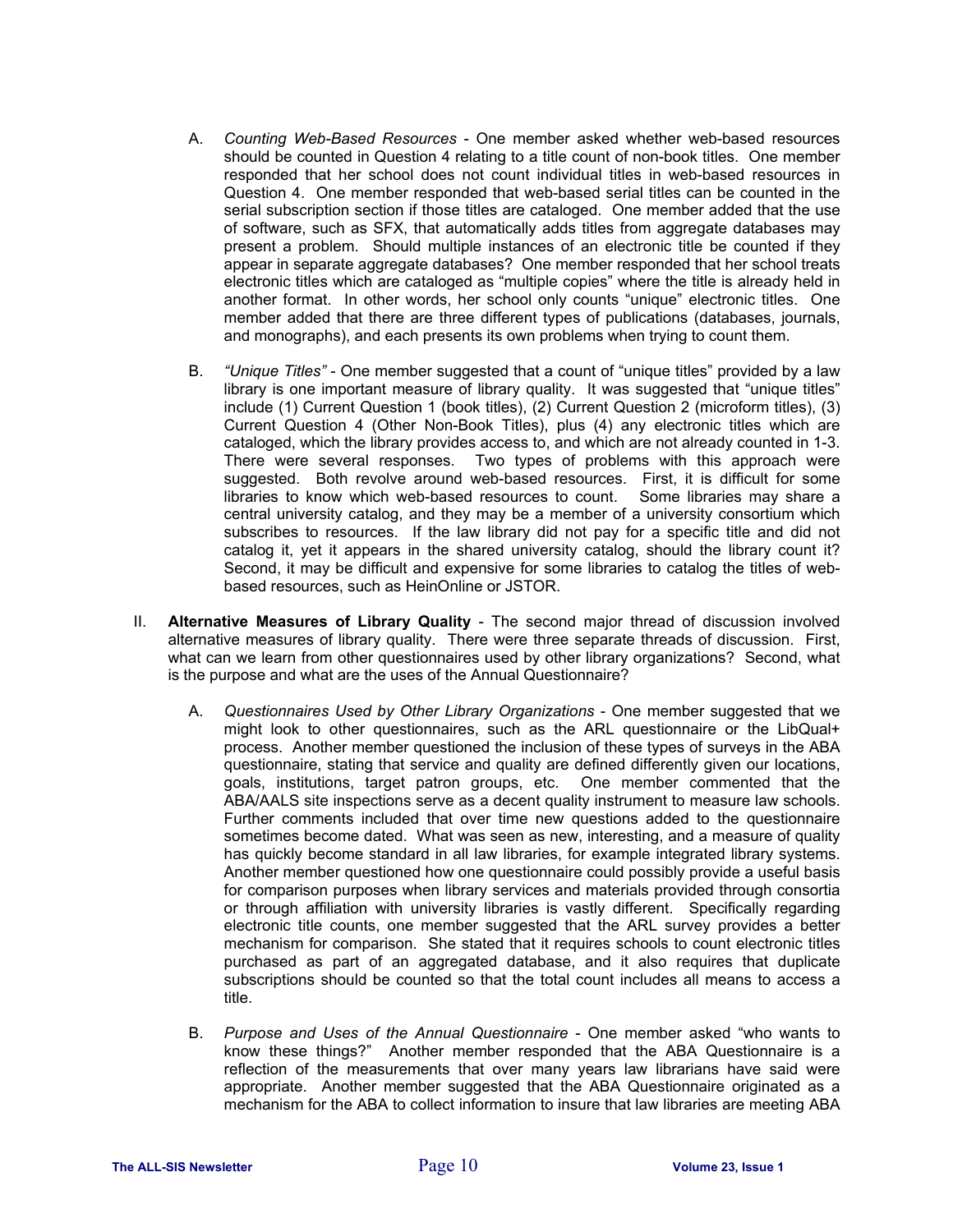A. *Counting Web-Based Resources* - One member asked whether web-based resources should be counted in Question 4 relating to a title count of non-book titles. One member responded that her school does not count individual titles in web-based resources in Question 4. One member responded that web-based serial titles can be counted in the serial subscription section if those titles are cataloged. One member added that the use of software, such as SFX, that automatically adds titles from aggregate databases may present a problem. Should multiple instances of an electronic title be counted if they appear in separate aggregate databases? One member responded that her school treats electronic titles which are cataloged as "multiple copies" where the title is already held in another format. In other words, her school only counts "unique" electronic titles. One member added that there are three different types of publications (databases, journals, and monographs), and each presents its own problems when trying to count them.

B. *"Unique Titles"* - One member suggested that a count of "unique titles" provided by a law library is one important measure of library quality. It was suggested that "unique titles" include (1) Current Question 1 (book titles), (2) Current Question 2 (microform titles), (3) Current Question 4 (Other Non-Book Titles), plus (4) any electronic titles which are cataloged, which the library provides access to, and which are not already counted in 1-3. There were several responses. Two types of problems with this approach were suggested. Both revolve around web-based resources. First, it is difficult for some libraries to know which web-based resources to count. Some libraries may share a central university catalog, and they may be a member of a university consortium which subscribes to resources. If the law library did not pay for a specific title and did not catalog it, yet it appears in the shared university catalog, should the library count it? Second, it may be difficult and expensive for some libraries to catalog the titles of web-based resources, such as HeinOnline or JSTOR.

II. **Alternative Measures of Library Quality** - The second major thread of discussion involved alternative measures of library quality. There were three separate threads of discussion. First, what can we learn from other questionnaires used by other library organizations? Second, what is the purpose and what are the uses of the Annual Questionnaire?

A. *Questionnaires Used by Other Library Organizations* - One member suggested that we might look to other questionnaires, such as the ARL questionnaire or the LibQual+ process. Another member questioned the inclusion of these types of surveys in the ABA questionnaire, stating that service and quality are defined differently given our locations, goals, institutions, target patron groups, etc. One member commented that the ABA/AALS site inspections serve as a decent quality instrument to measure law schools. Further comments included that over time new questions added to the questionnaire sometimes become dated. What was seen as new, interesting, and a measure of quality has quickly become standard in all law libraries, for example integrated library systems. Another member questioned how one questionnaire could possibly provide a useful basis for comparison purposes when library services and materials provided through consortia or through affiliation with university libraries is vastly different. Specifically regarding electronic title counts, one member suggested that the ARL survey provides a better mechanism for comparison. She stated that it requires schools to count electronic titles purchased as part of an aggregated database, and it also requires that duplicate subscriptions should be counted so that the total count includes all means to access a title.

B. *Purpose and Uses of the Annual Questionnaire* - One member asked "who wants to know these things?" Another member responded that the ABA Questionnaire is a reflection of the measurements that over many years law librarians have said were appropriate. Another member suggested that the ABA Questionnaire originated as a mechanism for the ABA to collect information to insure that law libraries are meeting ABA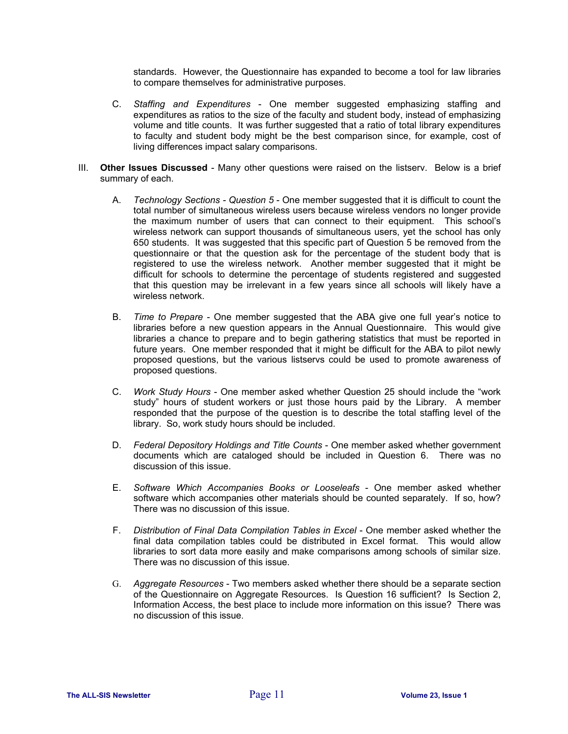standards. However, the Questionnaire has expanded to become a tool for law libraries to compare themselves for administrative purposes.

C. *Staffing and Expenditures* - One member suggested emphasizing staffing and expenditures as ratios to the size of the faculty and student body, instead of emphasizing volume and title counts. It was further suggested that a ratio of total library expenditures to faculty and student body might be the best comparison since, for example, cost of living differences impact salary comparisons.

III. **Other Issues Discussed** - Many other questions were raised on the listserv. Below is a brief summary of each.

A. *Technology Sections - Question 5* - One member suggested that it is difficult to count the total number of simultaneous wireless users because wireless vendors no longer provide the maximum number of users that can connect to their equipment. This school's wireless network can support thousands of simultaneous users, yet the school has only 650 students. It was suggested that this specific part of Question 5 be removed from the questionnaire or that the question ask for the percentage of the student body that is registered to use the wireless network. Another member suggested that it might be difficult for schools to determine the percentage of students registered and suggested that this question may be irrelevant in a few years since all schools will likely have a wireless network.

B. *Time to Prepare* - One member suggested that the ABA give one full year's notice to libraries before a new question appears in the Annual Questionnaire. This would give libraries a chance to prepare and to begin gathering statistics that must be reported in future years. One member responded that it might be difficult for the ABA to pilot newly proposed questions, but the various listservs could be used to promote awareness of proposed questions.

C. *Work Study Hours* - One member asked whether Question 25 should include the "work study" hours of student workers or just those hours paid by the Library. A member responded that the purpose of the question is to describe the total staffing level of the library. So, work study hours should be included.

D. *Federal Depository Holdings and Title Counts* - One member asked whether government documents which are cataloged should be included in Question 6. There was no discussion of this issue.

E. *Software Which Accompanies Books or Looseleafs* - One member asked whether software which accompanies other materials should be counted separately. If so, how? There was no discussion of this issue.

F. *Distribution of Final Data Compilation Tables in Excel* - One member asked whether the final data compilation tables could be distributed in Excel format. This would allow libraries to sort data more easily and make comparisons among schools of similar size. There was no discussion of this issue.

G. *Aggregate Resources* - Two members asked whether there should be a separate section of the Questionnaire on Aggregate Resources. Is Question 16 sufficient? Is Section 2, Information Access, the best place to include more information on this issue? There was no discussion of this issue.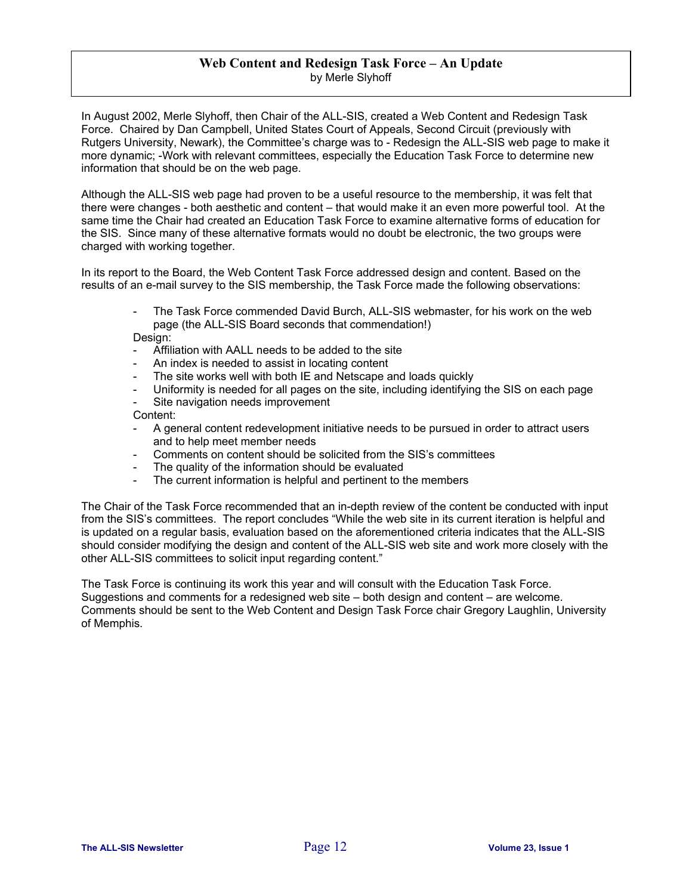## Web Content and Redesign Task Force – An Update

by Merle Slyhoff

In August 2002, Merle Slyhoff, then Chair of the ALL-SIS, created a Web Content and Redesign Task Force. Chaired by Dan Campbell, United States Court of Appeals, Second Circuit (previously with Rutgers University, Newark), the Committee's charge was to - Redesign the ALL-SIS web page to make it more dynamic; -Work with relevant committees, especially the Education Task Force to determine new information that should be on the web page.

Although the ALL-SIS web page had proven to be a useful resource to the membership, it was felt that there were changes - both aesthetic and content – that would make it an even more powerful tool. At the same time the Chair had created an Education Task Force to examine alternative forms of education for the SIS. Since many of these alternative formats would no doubt be electronic, the two groups were charged with working together.

In its report to the Board, the Web Content Task Force addressed design and content. Based on the results of an e-mail survey to the SIS membership, the Task Force made the following observations:

- The Task Force commended David Burch, ALL-SIS webmaster, for his work on the web page (the ALL-SIS Board seconds that commendation!)

Design:

- Affiliation with AALL needs to be added to the site
- An index is needed to assist in locating content
- The site works well with both IE and Netscape and loads quickly
- Uniformity is needed for all pages on the site, including identifying the SIS on each page
- Site navigation needs improvement

Content:

- A general content redevelopment initiative needs to be pursued in order to attract users and to help meet member needs
- Comments on content should be solicited from the SIS's committees
- The quality of the information should be evaluated
- The current information is helpful and pertinent to the members

The Chair of the Task Force recommended that an in-depth review of the content be conducted with input from the SIS's committees. The report concludes "While the web site in its current iteration is helpful and is updated on a regular basis, evaluation based on the aforementioned criteria indicates that the ALL-SIS should consider modifying the design and content of the ALL-SIS web site and work more closely with the other ALL-SIS committees to solicit input regarding content."

The Task Force is continuing its work this year and will consult with the Education Task Force. Suggestions and comments for a redesigned web site – both design and content – are welcome. Comments should be sent to the Web Content and Design Task Force chair Gregory Laughlin, University of Memphis.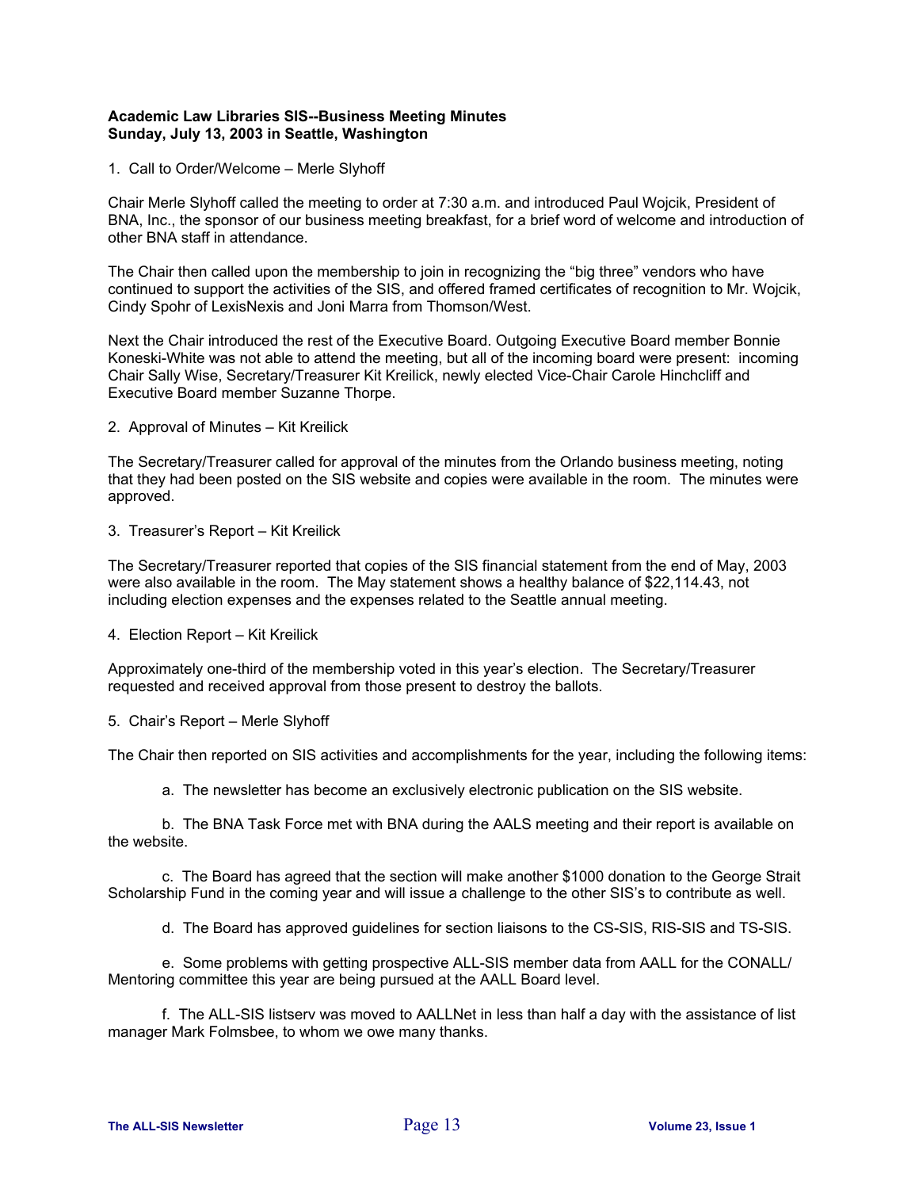**Academic Law Libraries SIS--Business Meeting Minutes**
**Sunday, July 13, 2003 in Seattle, Washington**

1. Call to Order/Welcome – Merle Slyhoff

Chair Merle Slyhoff called the meeting to order at 7:30 a.m. and introduced Paul Wojcik, President of BNA, Inc., the sponsor of our business meeting breakfast, for a brief word of welcome and introduction of other BNA staff in attendance.

The Chair then called upon the membership to join in recognizing the "big three" vendors who have continued to support the activities of the SIS, and offered framed certificates of recognition to Mr. Wojcik, Cindy Spohr of LexisNexis and Joni Marra from Thomson/West.

Next the Chair introduced the rest of the Executive Board. Outgoing Executive Board member Bonnie Koneski-White was not able to attend the meeting, but all of the incoming board were present: incoming Chair Sally Wise, Secretary/Treasurer Kit Kreilick, newly elected Vice-Chair Carole Hinchcliff and Executive Board member Suzanne Thorpe.

2. Approval of Minutes – Kit Kreilick

The Secretary/Treasurer called for approval of the minutes from the Orlando business meeting, noting that they had been posted on the SIS website and copies were available in the room. The minutes were approved.

3. Treasurer's Report – Kit Kreilick

The Secretary/Treasurer reported that copies of the SIS financial statement from the end of May, 2003 were also available in the room. The May statement shows a healthy balance of $22,114.43, not including election expenses and the expenses related to the Seattle annual meeting.

4. Election Report – Kit Kreilick

Approximately one-third of the membership voted in this year's election. The Secretary/Treasurer requested and received approval from those present to destroy the ballots.

5. Chair's Report – Merle Slyhoff

The Chair then reported on SIS activities and accomplishments for the year, including the following items:

a. The newsletter has become an exclusively electronic publication on the SIS website.

b. The BNA Task Force met with BNA during the AALS meeting and their report is available on the website.

c. The Board has agreed that the section will make another $1000 donation to the George Strait Scholarship Fund in the coming year and will issue a challenge to the other SIS's to contribute as well.

d. The Board has approved guidelines for section liaisons to the CS-SIS, RIS-SIS and TS-SIS.

e. Some problems with getting prospective ALL-SIS member data from AALL for the CONALL/ Mentoring committee this year are being pursued at the AALL Board level.

f. The ALL-SIS listserv was moved to AALLNet in less than half a day with the assistance of list manager Mark Folmsbee, to whom we owe many thanks.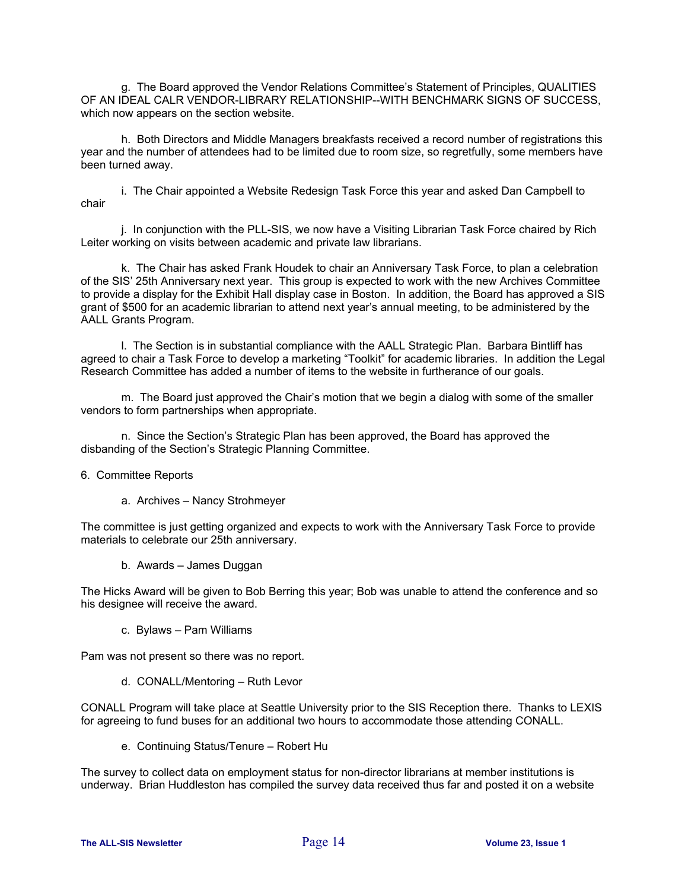g. The Board approved the Vendor Relations Committee's Statement of Principles, QUALITIES OF AN IDEAL CALR VENDOR-LIBRARY RELATIONSHIP--WITH BENCHMARK SIGNS OF SUCCESS, which now appears on the section website.

h. Both Directors and Middle Managers breakfasts received a record number of registrations this year and the number of attendees had to be limited due to room size, so regretfully, some members have been turned away.

i. The Chair appointed a Website Redesign Task Force this year and asked Dan Campbell to chair

j. In conjunction with the PLL-SIS, we now have a Visiting Librarian Task Force chaired by Rich Leiter working on visits between academic and private law librarians.

k. The Chair has asked Frank Houdek to chair an Anniversary Task Force, to plan a celebration of the SIS' 25th Anniversary next year. This group is expected to work with the new Archives Committee to provide a display for the Exhibit Hall display case in Boston. In addition, the Board has approved a SIS grant of $500 for an academic librarian to attend next year's annual meeting, to be administered by the AALL Grants Program.

l. The Section is in substantial compliance with the AALL Strategic Plan. Barbara Bintliff has agreed to chair a Task Force to develop a marketing "Toolkit" for academic libraries. In addition the Legal Research Committee has added a number of items to the website in furtherance of our goals.

m. The Board just approved the Chair's motion that we begin a dialog with some of the smaller vendors to form partnerships when appropriate.

n. Since the Section's Strategic Plan has been approved, the Board has approved the disbanding of the Section's Strategic Planning Committee.

6. Committee Reports

a. Archives – Nancy Strohmeyer

The committee is just getting organized and expects to work with the Anniversary Task Force to provide materials to celebrate our 25th anniversary.

b. Awards – James Duggan

The Hicks Award will be given to Bob Berring this year; Bob was unable to attend the conference and so his designee will receive the award.

c. Bylaws – Pam Williams

Pam was not present so there was no report.

d. CONALL/Mentoring – Ruth Levor

CONALL Program will take place at Seattle University prior to the SIS Reception there. Thanks to LEXIS for agreeing to fund buses for an additional two hours to accommodate those attending CONALL.

e. Continuing Status/Tenure – Robert Hu

The survey to collect data on employment status for non-director librarians at member institutions is underway. Brian Huddleston has compiled the survey data received thus far and posted it on a website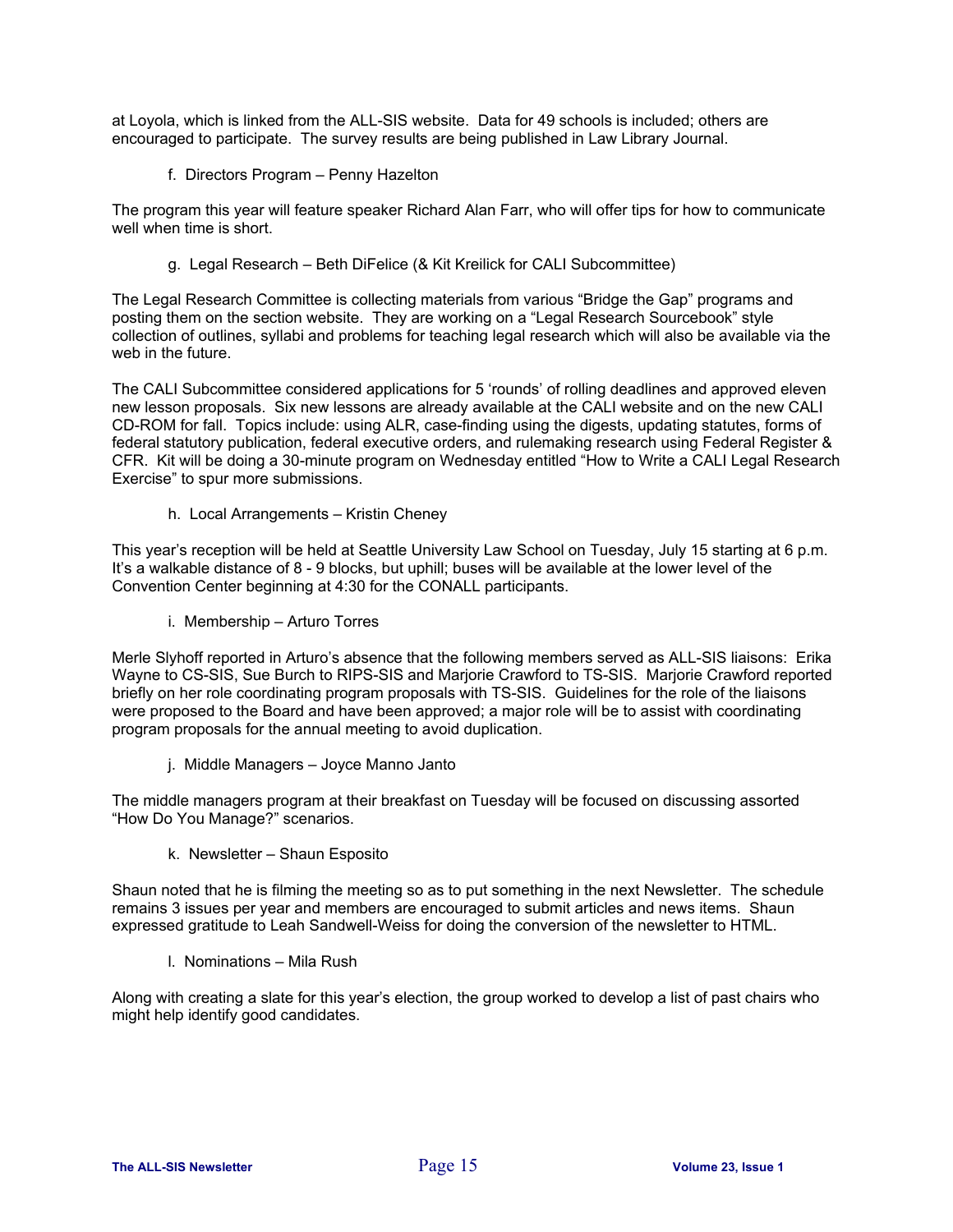at Loyola, which is linked from the ALL-SIS website. Data for 49 schools is included; others are encouraged to participate. The survey results are being published in Law Library Journal.

f. Directors Program – Penny Hazelton

The program this year will feature speaker Richard Alan Farr, who will offer tips for how to communicate well when time is short.

g. Legal Research – Beth DiFelice (& Kit Kreilick for CALI Subcommittee)

The Legal Research Committee is collecting materials from various "Bridge the Gap" programs and posting them on the section website. They are working on a "Legal Research Sourcebook" style collection of outlines, syllabi and problems for teaching legal research which will also be available via the web in the future.

The CALI Subcommittee considered applications for 5 'rounds' of rolling deadlines and approved eleven new lesson proposals. Six new lessons are already available at the CALI website and on the new CALI CD-ROM for fall. Topics include: using ALR, case-finding using the digests, updating statutes, forms of federal statutory publication, federal executive orders, and rulemaking research using Federal Register & CFR. Kit will be doing a 30-minute program on Wednesday entitled "How to Write a CALI Legal Research Exercise" to spur more submissions.

h. Local Arrangements – Kristin Cheney

This year's reception will be held at Seattle University Law School on Tuesday, July 15 starting at 6 p.m. It's a walkable distance of 8 - 9 blocks, but uphill; buses will be available at the lower level of the Convention Center beginning at 4:30 for the CONALL participants.

i. Membership – Arturo Torres

Merle Slyhoff reported in Arturo's absence that the following members served as ALL-SIS liaisons: Erika Wayne to CS-SIS, Sue Burch to RIPS-SIS and Marjorie Crawford to TS-SIS. Marjorie Crawford reported briefly on her role coordinating program proposals with TS-SIS. Guidelines for the role of the liaisons were proposed to the Board and have been approved; a major role will be to assist with coordinating program proposals for the annual meeting to avoid duplication.

j. Middle Managers – Joyce Manno Janto

The middle managers program at their breakfast on Tuesday will be focused on discussing assorted "How Do You Manage?" scenarios.

k. Newsletter – Shaun Esposito

Shaun noted that he is filming the meeting so as to put something in the next Newsletter. The schedule remains 3 issues per year and members are encouraged to submit articles and news items. Shaun expressed gratitude to Leah Sandwell-Weiss for doing the conversion of the newsletter to HTML.

l. Nominations – Mila Rush

Along with creating a slate for this year's election, the group worked to develop a list of past chairs who might help identify good candidates.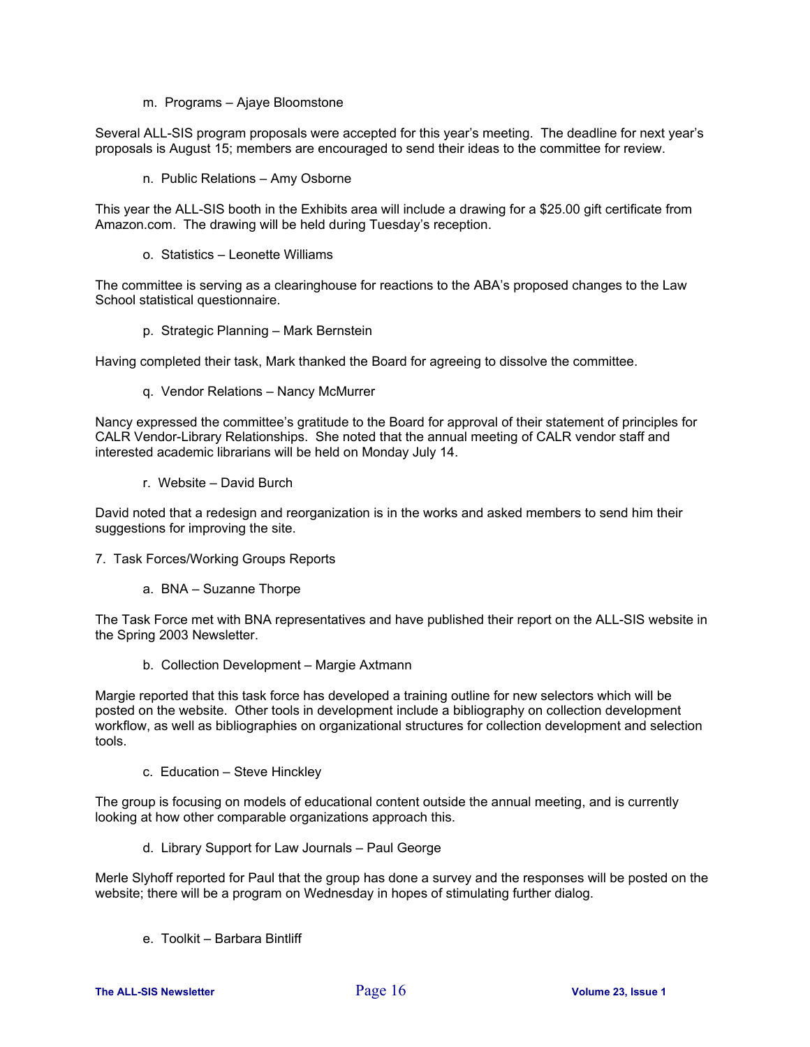m. Programs – Ajaye Bloomstone

Several ALL-SIS program proposals were accepted for this year's meeting. The deadline for next year's proposals is August 15; members are encouraged to send their ideas to the committee for review.

n. Public Relations – Amy Osborne

This year the ALL-SIS booth in the Exhibits area will include a drawing for a $25.00 gift certificate from Amazon.com. The drawing will be held during Tuesday's reception.

o. Statistics – Leonette Williams

The committee is serving as a clearinghouse for reactions to the ABA's proposed changes to the Law School statistical questionnaire.

p. Strategic Planning – Mark Bernstein

Having completed their task, Mark thanked the Board for agreeing to dissolve the committee.

q. Vendor Relations – Nancy McMurrer

Nancy expressed the committee's gratitude to the Board for approval of their statement of principles for CALR Vendor-Library Relationships. She noted that the annual meeting of CALR vendor staff and interested academic librarians will be held on Monday July 14.

r. Website – David Burch

David noted that a redesign and reorganization is in the works and asked members to send him their suggestions for improving the site.

7. Task Forces/Working Groups Reports

a. BNA – Suzanne Thorpe

The Task Force met with BNA representatives and have published their report on the ALL-SIS website in the Spring 2003 Newsletter.

b. Collection Development – Margie Axtmann

Margie reported that this task force has developed a training outline for new selectors which will be posted on the website. Other tools in development include a bibliography on collection development workflow, as well as bibliographies on organizational structures for collection development and selection tools.

c. Education – Steve Hinckley

The group is focusing on models of educational content outside the annual meeting, and is currently looking at how other comparable organizations approach this.

d. Library Support for Law Journals – Paul George

Merle Slyhoff reported for Paul that the group has done a survey and the responses will be posted on the website; there will be a program on Wednesday in hopes of stimulating further dialog.

e. Toolkit – Barbara Bintliff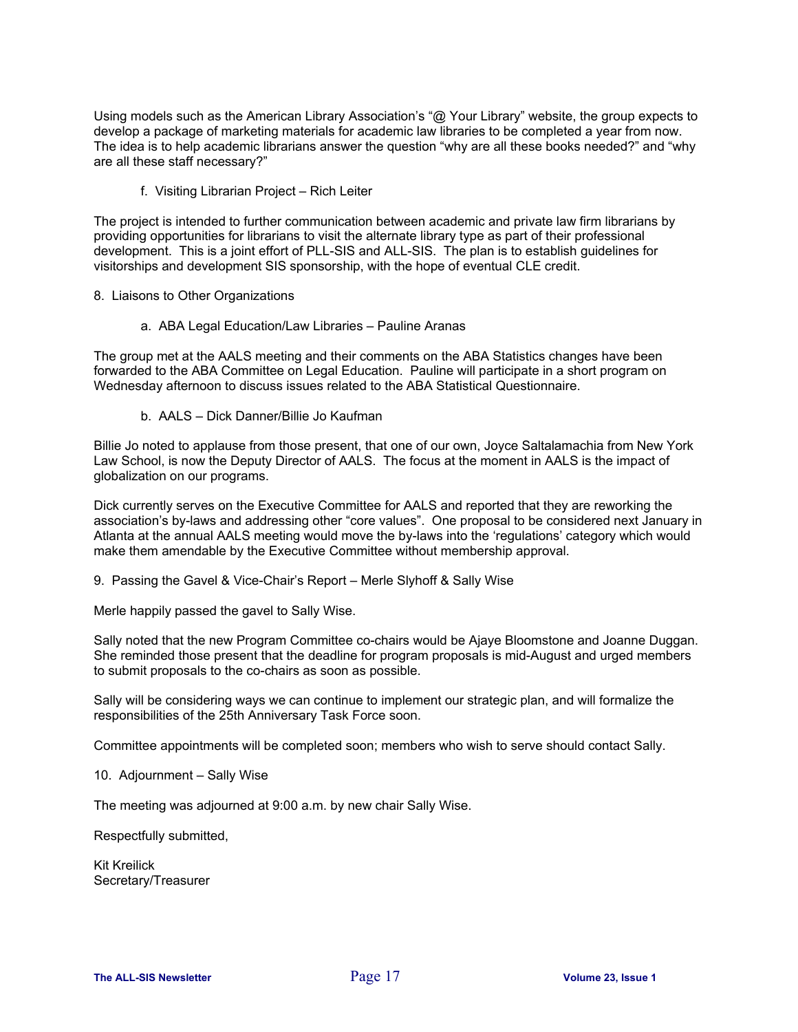Using models such as the American Library Association's "@ Your Library" website, the group expects to develop a package of marketing materials for academic law libraries to be completed a year from now. The idea is to help academic librarians answer the question "why are all these books needed?" and "why are all these staff necessary?"

f. Visiting Librarian Project – Rich Leiter

The project is intended to further communication between academic and private law firm librarians by providing opportunities for librarians to visit the alternate library type as part of their professional development. This is a joint effort of PLL-SIS and ALL-SIS. The plan is to establish guidelines for visitorships and development SIS sponsorship, with the hope of eventual CLE credit.

8. Liaisons to Other Organizations

a. ABA Legal Education/Law Libraries – Pauline Aranas

The group met at the AALS meeting and their comments on the ABA Statistics changes have been forwarded to the ABA Committee on Legal Education. Pauline will participate in a short program on Wednesday afternoon to discuss issues related to the ABA Statistical Questionnaire.

b. AALS – Dick Danner/Billie Jo Kaufman

Billie Jo noted to applause from those present, that one of our own, Joyce Saltalamachia from New York Law School, is now the Deputy Director of AALS. The focus at the moment in AALS is the impact of globalization on our programs.

Dick currently serves on the Executive Committee for AALS and reported that they are reworking the association's by-laws and addressing other "core values". One proposal to be considered next January in Atlanta at the annual AALS meeting would move the by-laws into the 'regulations' category which would make them amendable by the Executive Committee without membership approval.

9. Passing the Gavel & Vice-Chair's Report – Merle Slyhoff & Sally Wise

Merle happily passed the gavel to Sally Wise.

Sally noted that the new Program Committee co-chairs would be Ajaye Bloomstone and Joanne Duggan. She reminded those present that the deadline for program proposals is mid-August and urged members to submit proposals to the co-chairs as soon as possible.

Sally will be considering ways we can continue to implement our strategic plan, and will formalize the responsibilities of the 25th Anniversary Task Force soon.

Committee appointments will be completed soon; members who wish to serve should contact Sally.

10. Adjournment – Sally Wise

The meeting was adjourned at 9:00 a.m. by new chair Sally Wise.

Respectfully submitted,

Kit Kreilick
Secretary/Treasurer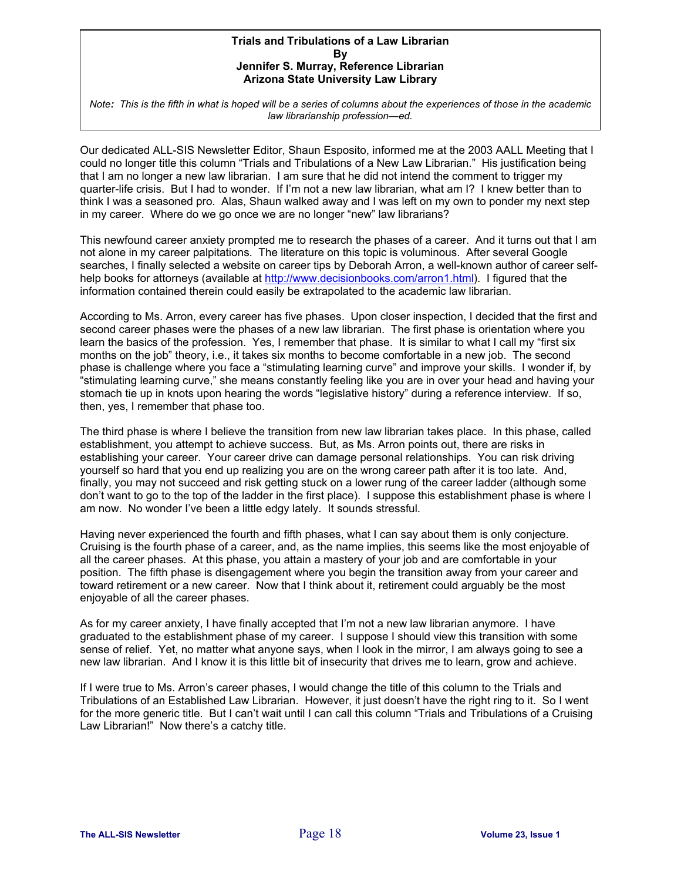**Trials and Tribulations of a Law Librarian**
**By**
**Jennifer S. Murray, Reference Librarian**
**Arizona State University Law Library**

*Note: This is the fifth in what is hoped will be a series of columns about the experiences of those in the academic law librarianship profession—ed.*

Our dedicated ALL-SIS Newsletter Editor, Shaun Esposito, informed me at the 2003 AALL Meeting that I could no longer title this column "Trials and Tribulations of a New Law Librarian." His justification being that I am no longer a new law librarian. I am sure that he did not intend the comment to trigger my quarter-life crisis. But I had to wonder. If I'm not a new law librarian, what am I? I knew better than to think I was a seasoned pro. Alas, Shaun walked away and I was left on my own to ponder my next step in my career. Where do we go once we are no longer "new" law librarians?

This newfound career anxiety prompted me to research the phases of a career. And it turns out that I am not alone in my career palpitations. The literature on this topic is voluminous. After several Google searches, I finally selected a website on career tips by Deborah Arron, a well-known author of career self-help books for attorneys (available at http://www.decisionbooks.com/arron1.html). I figured that the information contained therein could easily be extrapolated to the academic law librarian.

According to Ms. Arron, every career has five phases. Upon closer inspection, I decided that the first and second career phases were the phases of a new law librarian. The first phase is orientation where you learn the basics of the profession. Yes, I remember that phase. It is similar to what I call my "first six months on the job" theory, i.e., it takes six months to become comfortable in a new job. The second phase is challenge where you face a "stimulating learning curve" and improve your skills. I wonder if, by "stimulating learning curve," she means constantly feeling like you are in over your head and having your stomach tie up in knots upon hearing the words "legislative history" during a reference interview. If so, then, yes, I remember that phase too.

The third phase is where I believe the transition from new law librarian takes place. In this phase, called establishment, you attempt to achieve success. But, as Ms. Arron points out, there are risks in establishing your career. Your career drive can damage personal relationships. You can risk driving yourself so hard that you end up realizing you are on the wrong career path after it is too late. And, finally, you may not succeed and risk getting stuck on a lower rung of the career ladder (although some don't want to go to the top of the ladder in the first place). I suppose this establishment phase is where I am now. No wonder I've been a little edgy lately. It sounds stressful.

Having never experienced the fourth and fifth phases, what I can say about them is only conjecture. Cruising is the fourth phase of a career, and, as the name implies, this seems like the most enjoyable of all the career phases. At this phase, you attain a mastery of your job and are comfortable in your position. The fifth phase is disengagement where you begin the transition away from your career and toward retirement or a new career. Now that I think about it, retirement could arguably be the most enjoyable of all the career phases.

As for my career anxiety, I have finally accepted that I'm not a new law librarian anymore. I have graduated to the establishment phase of my career. I suppose I should view this transition with some sense of relief. Yet, no matter what anyone says, when I look in the mirror, I am always going to see a new law librarian. And I know it is this little bit of insecurity that drives me to learn, grow and achieve.

If I were true to Ms. Arron's career phases, I would change the title of this column to the Trials and Tribulations of an Established Law Librarian. However, it just doesn't have the right ring to it. So I went for the more generic title. But I can't wait until I can call this column "Trials and Tribulations of a Cruising Law Librarian!" Now there's a catchy title.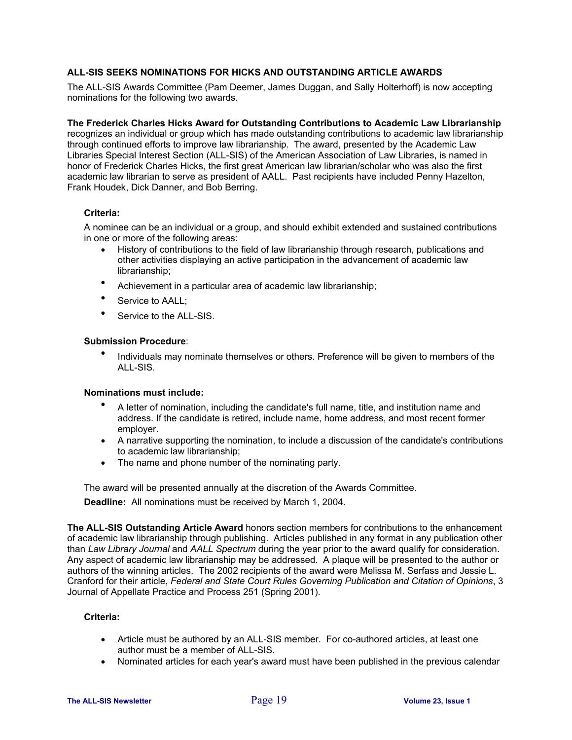## ALL-SIS SEEKS NOMINATIONS FOR HICKS AND OUTSTANDING ARTICLE AWARDS

The ALL-SIS Awards Committee (Pam Deemer, James Duggan, and Sally Holterhoff) is now accepting nominations for the following two awards.

**The Frederick Charles Hicks Award for Outstanding Contributions to Academic Law Librarianship** recognizes an individual or group which has made outstanding contributions to academic law librarianship through continued efforts to improve law librarianship. The award, presented by the Academic Law Libraries Special Interest Section (ALL-SIS) of the American Association of Law Libraries, is named in honor of Frederick Charles Hicks, the first great American law librarian/scholar who was also the first academic law librarian to serve as president of AALL. Past recipients have included Penny Hazelton, Frank Houdek, Dick Danner, and Bob Berring.

**Criteria:**

A nominee can be an individual or a group, and should exhibit extended and sustained contributions in one or more of the following areas:

- History of contributions to the field of law librarianship through research, publications and other activities displaying an active participation in the advancement of academic law librarianship;
- Achievement in a particular area of academic law librarianship;
- Service to AALL;
- Service to the ALL-SIS.

**Submission Procedure**:

- Individuals may nominate themselves or others. Preference will be given to members of the ALL-SIS.

**Nominations must include:**

- A letter of nomination, including the candidate's full name, title, and institution name and address. If the candidate is retired, include name, home address, and most recent former employer.
- A narrative supporting the nomination, to include a discussion of the candidate's contributions to academic law librarianship;
- The name and phone number of the nominating party.

The award will be presented annually at the discretion of the Awards Committee.

**Deadline:** All nominations must be received by March 1, 2004.

**The ALL-SIS Outstanding Article Award** honors section members for contributions to the enhancement of academic law librarianship through publishing. Articles published in any format in any publication other than *Law Library Journal* and *AALL Spectrum* during the year prior to the award qualify for consideration. Any aspect of academic law librarianship may be addressed. A plaque will be presented to the author or authors of the winning articles. The 2002 recipients of the award were Melissa M. Serfass and Jessie L. Cranford for their article, *Federal and State Court Rules Governing Publication and Citation of Opinions*, 3 Journal of Appellate Practice and Process 251 (Spring 2001).

**Criteria:**

- Article must be authored by an ALL-SIS member. For co-authored articles, at least one author must be a member of ALL-SIS.
- Nominated articles for each year's award must have been published in the previous calendar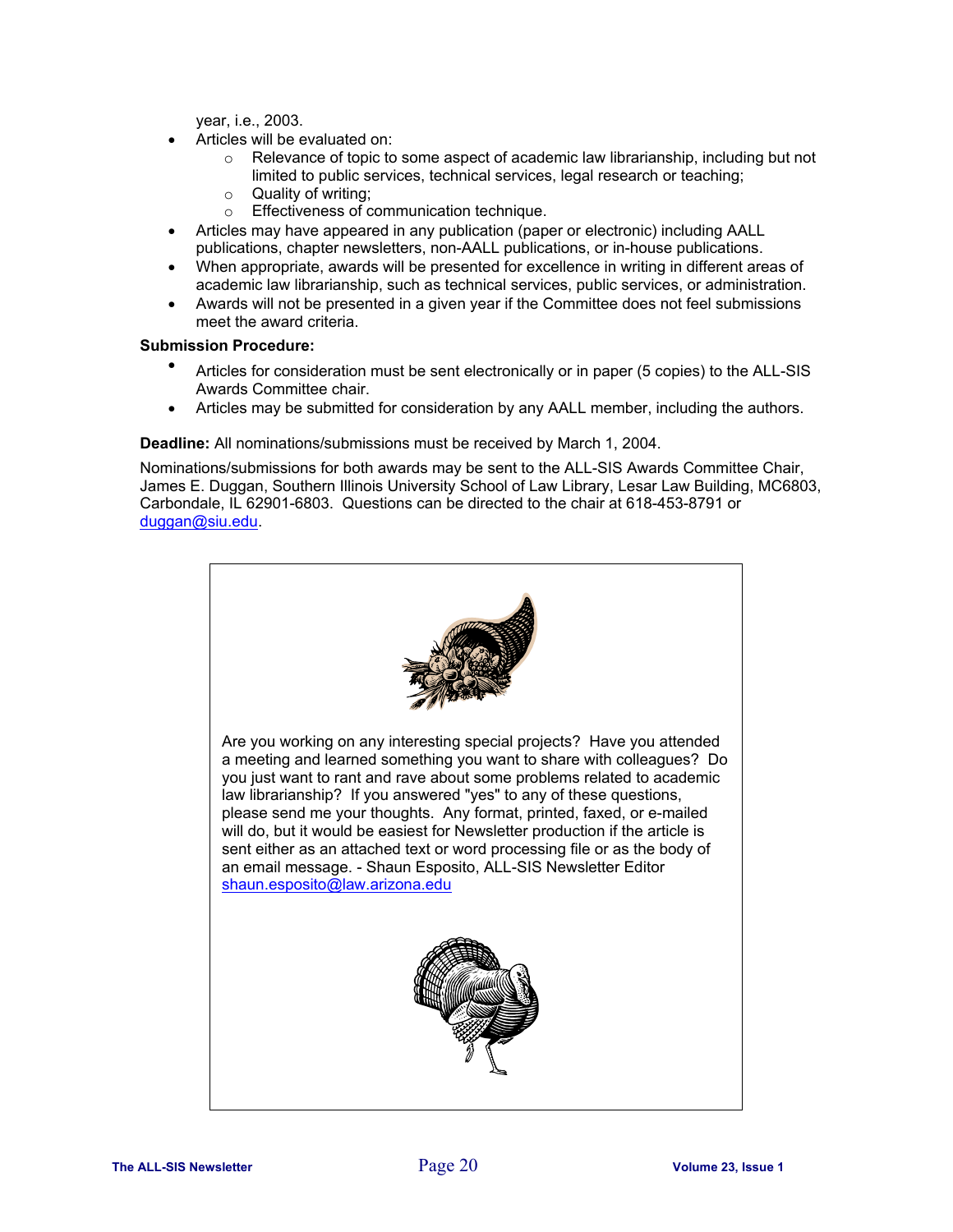year, i.e., 2003.

- Articles will be evaluated on:
    - Relevance of topic to some aspect of academic law librarianship, including but not limited to public services, technical services, legal research or teaching;
    - Quality of writing;
    - Effectiveness of communication technique.
- Articles may have appeared in any publication (paper or electronic) including AALL publications, chapter newsletters, non-AALL publications, or in-house publications.
- When appropriate, awards will be presented for excellence in writing in different areas of academic law librarianship, such as technical services, public services, or administration.
- Awards will not be presented in a given year if the Committee does not feel submissions meet the award criteria.

**Submission Procedure:**

- Articles for consideration must be sent electronically or in paper (5 copies) to the ALL-SIS Awards Committee chair.
- Articles may be submitted for consideration by any AALL member, including the authors.

**Deadline:** All nominations/submissions must be received by March 1, 2004.

Nominations/submissions for both awards may be sent to the ALL-SIS Awards Committee Chair, James E. Duggan, Southern Illinois University School of Law Library, Lesar Law Building, MC6803, Carbondale, IL 62901-6803. Questions can be directed to the chair at 618-453-8791 or duggan@siu.edu.

Are you working on any interesting special projects? Have you attended a meeting and learned something you want to share with colleagues? Do you just want to rant and rave about some problems related to academic law librarianship? If you answered "yes" to any of these questions, please send me your thoughts. Any format, printed, faxed, or e-mailed will do, but it would be easiest for Newsletter production if the article is sent either as an attached text or word processing file or as the body of an email message. - Shaun Esposito, ALL-SIS Newsletter Editor shaun.esposito@law.arizona.edu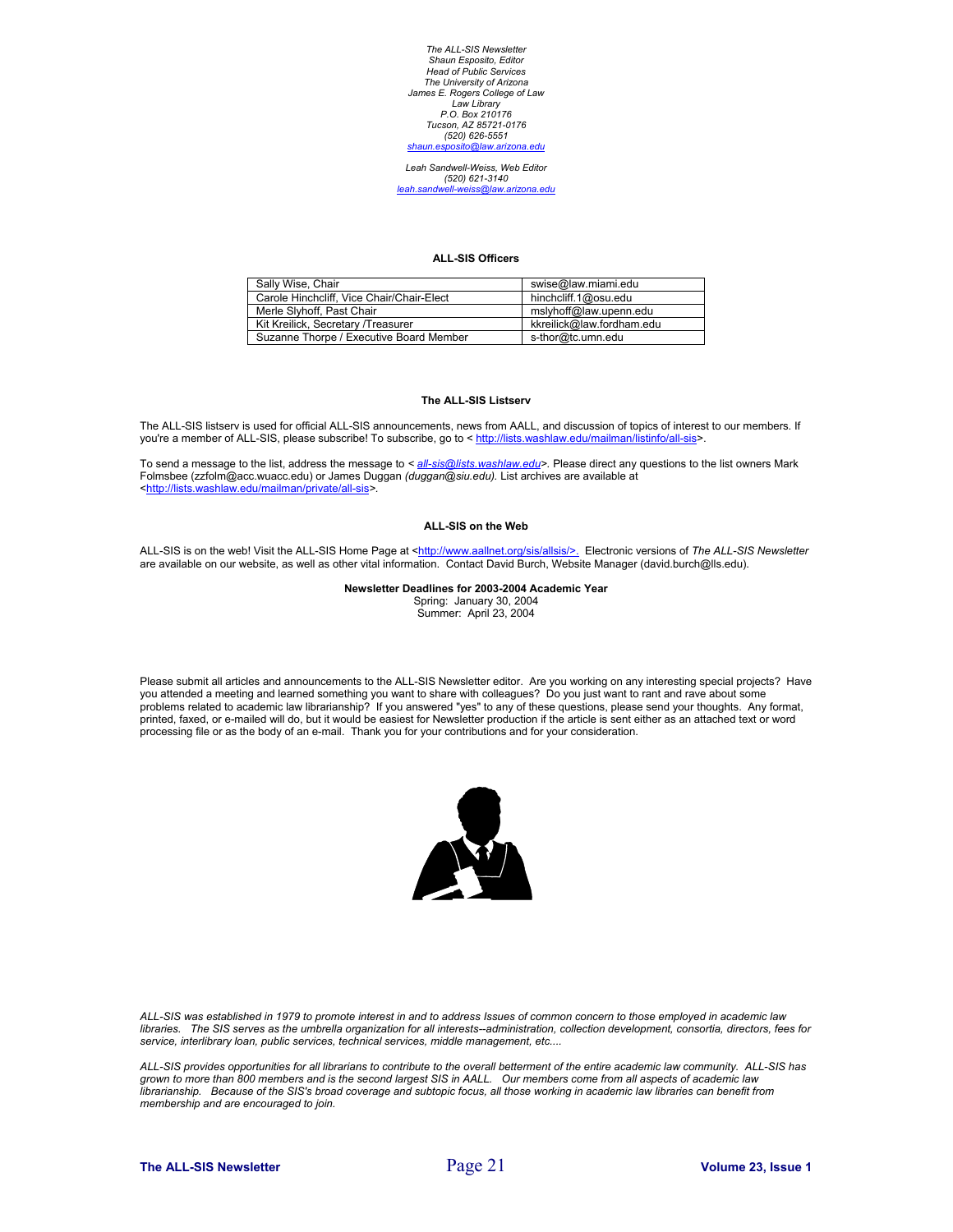*The ALL-SIS Newsletter*
*Shaun Esposito, Editor*
*Head of Public Services*
*The University of Arizona*
*James E. Rogers College of Law*
*Law Library*
*P.O. Box 210176*
*Tucson, AZ 85721-0176*
*(520) 626-5551*
*shaun.esposito@law.arizona.edu*

*Leah Sandwell-Weiss, Web Editor*
*(520) 621-3140*
*leah.sandwell-weiss@law.arizona.edu*

### ALL-SIS Officers

| | |
|---|---|
| Sally Wise, Chair | swise@law.miami.edu |
| Carole Hinchcliff, Vice Chair/Chair-Elect | hinchcliff.1@osu.edu |
| Merle Slyhoff, Past Chair | mslyhoff@law.upenn.edu |
| Kit Kreilick, Secretary /Treasurer | kkreilick@law.fordham.edu |
| Suzanne Thorpe / Executive Board Member | s-thor@tc.umn.edu |

### The ALL-SIS Listserv

The ALL-SIS listserv is used for official ALL-SIS announcements, news from AALL, and discussion of topics of interest to our members. If you're a member of ALL-SIS, please subscribe! To subscribe, go to < http://lists.washlaw.edu/mailman/listinfo/all-sis>.

To send a message to the list, address the message to < *all-sis@lists.washlaw.edu*>. Please direct any questions to the list owners Mark Folmsbee (zzfolm@acc.wuacc.edu) or James Duggan *(duggan@siu.edu).* List archives are available at <http://lists.washlaw.edu/mailman/private/all-sis>.

### ALL-SIS on the Web

ALL-SIS is on the web! Visit the ALL-SIS Home Page at <http://www.aallnet.org/sis/allsis/>. Electronic versions of *The ALL-SIS Newsletter* are available on our website, as well as other vital information. Contact David Burch, Website Manager (david.burch@lls.edu).

**Newsletter Deadlines for 2003-2004 Academic Year**
Spring: January 30, 2004
Summer: April 23, 2004

Please submit all articles and announcements to the ALL-SIS Newsletter editor. Are you working on any interesting special projects? Have you attended a meeting and learned something you want to share with colleagues? Do you just want to rant and rave about some problems related to academic law librarianship? If you answered "yes" to any of these questions, please send your thoughts. Any format, printed, faxed, or e-mailed will do, but it would be easiest for Newsletter production if the article is sent either as an attached text or word processing file or as the body of an e-mail. Thank you for your contributions and for your consideration.

*ALL-SIS was established in 1979 to promote interest in and to address Issues of common concern to those employed in academic law libraries. The SIS serves as the umbrella organization for all interests--administration, collection development, consortia, directors, fees for service, interlibrary loan, public services, technical services, middle management, etc....*

*ALL-SIS provides opportunities for all librarians to contribute to the overall betterment of the entire academic law community. ALL-SIS has grown to more than 800 members and is the second largest SIS in AALL. Our members come from all aspects of academic law librarianship. Because of the SIS's broad coverage and subtopic focus, all those working in academic law libraries can benefit from membership and are encouraged to join.*